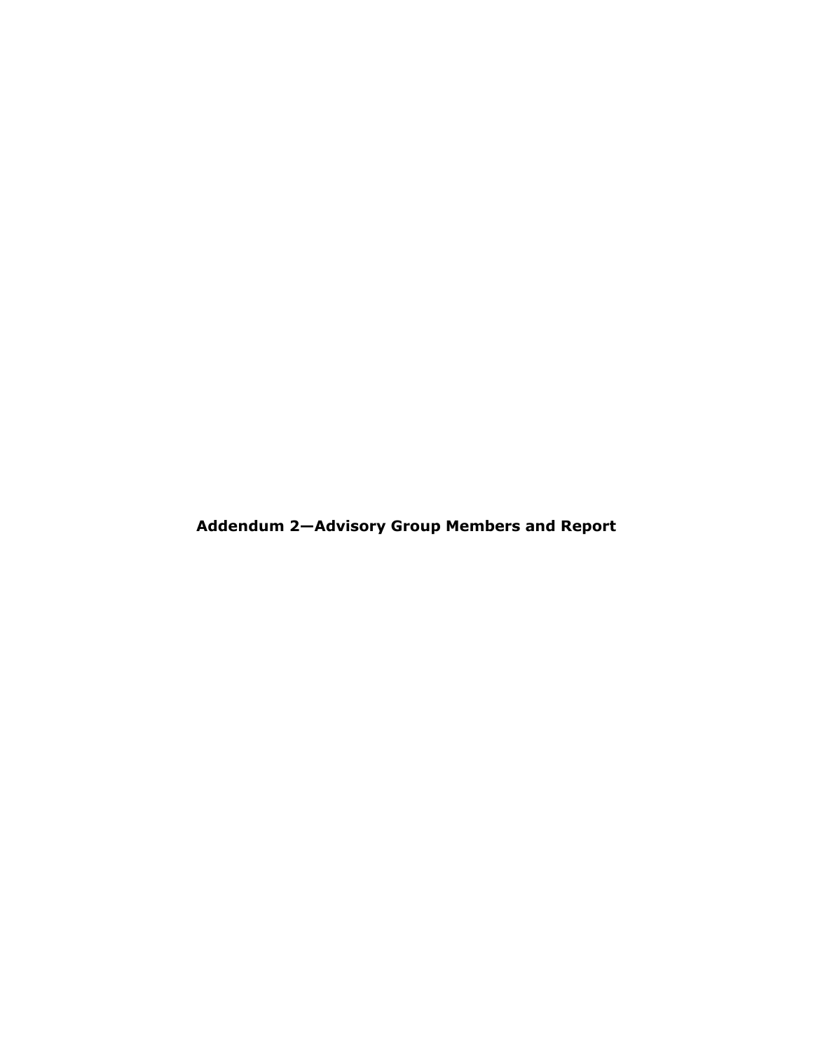# Addendum 2—Advisory Group Members and Report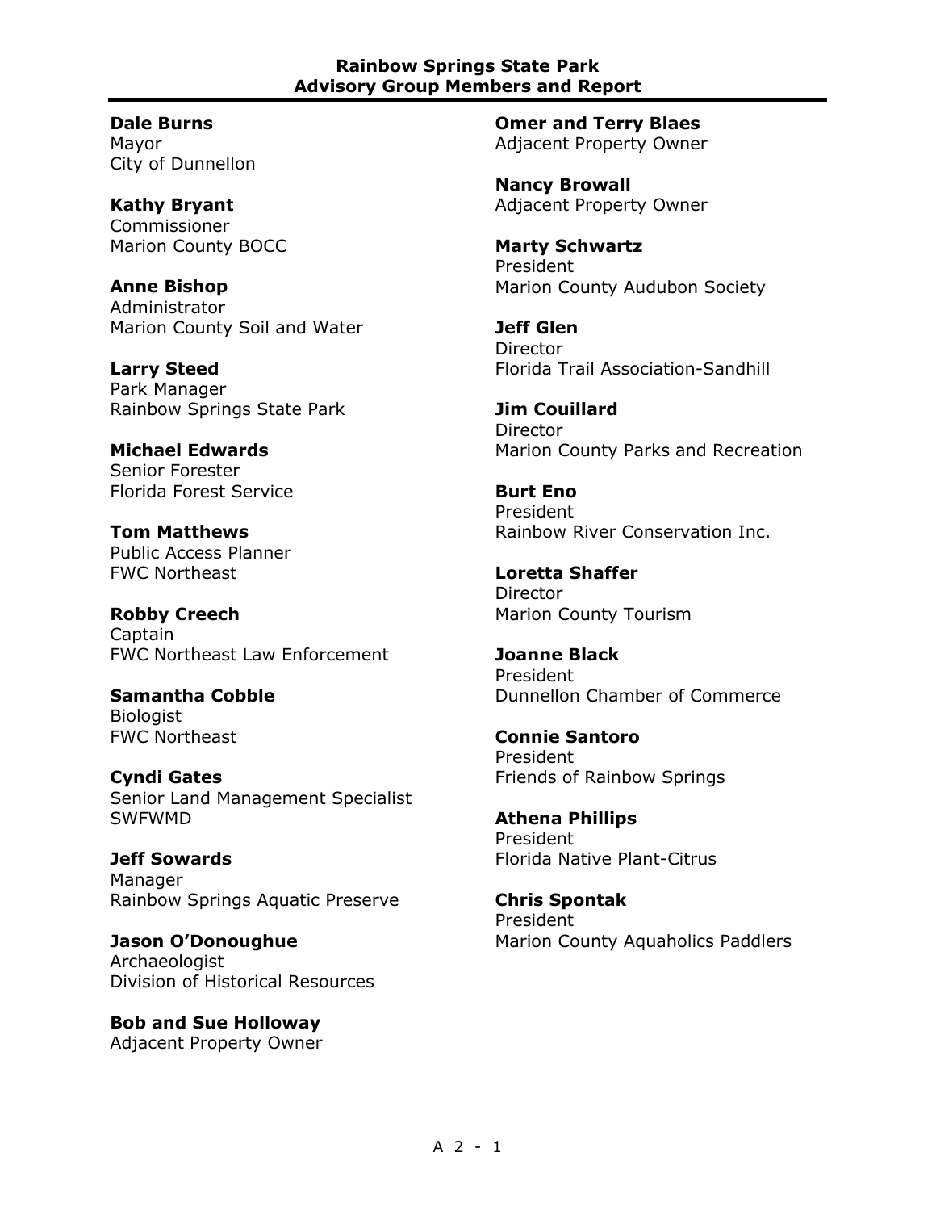# Rainbow Springs State Park
# Advisory Group Members and Report

**Dale Burns**
Mayor
City of Dunnellon

**Kathy Bryant**
Commissioner
Marion County BOCC

**Anne Bishop**
Administrator
Marion County Soil and Water

**Larry Steed**
Park Manager
Rainbow Springs State Park

**Michael Edwards**
Senior Forester
Florida Forest Service

**Tom Matthews**
Public Access Planner
FWC Northeast

**Robby Creech**
Captain
FWC Northeast Law Enforcement

**Samantha Cobble**
Biologist
FWC Northeast

**Cyndi Gates**
Senior Land Management Specialist
SWFWMD

**Jeff Sowards**
Manager
Rainbow Springs Aquatic Preserve

**Jason O'Donoughue**
Archaeologist
Division of Historical Resources

**Bob and Sue Holloway**
Adjacent Property Owner

**Omer and Terry Blaes**
Adjacent Property Owner

**Nancy Browall**
Adjacent Property Owner

**Marty Schwartz**
President
Marion County Audubon Society

**Jeff Glen**
Director
Florida Trail Association-Sandhill

**Jim Couillard**
Director
Marion County Parks and Recreation

**Burt Eno**
President
Rainbow River Conservation Inc.

**Loretta Shaffer**
Director
Marion County Tourism

**Joanne Black**
President
Dunnellon Chamber of Commerce

**Connie Santoro**
President
Friends of Rainbow Springs

**Athena Phillips**
President
Florida Native Plant-Citrus

**Chris Spontak**
President
Marion County Aquaholics Paddlers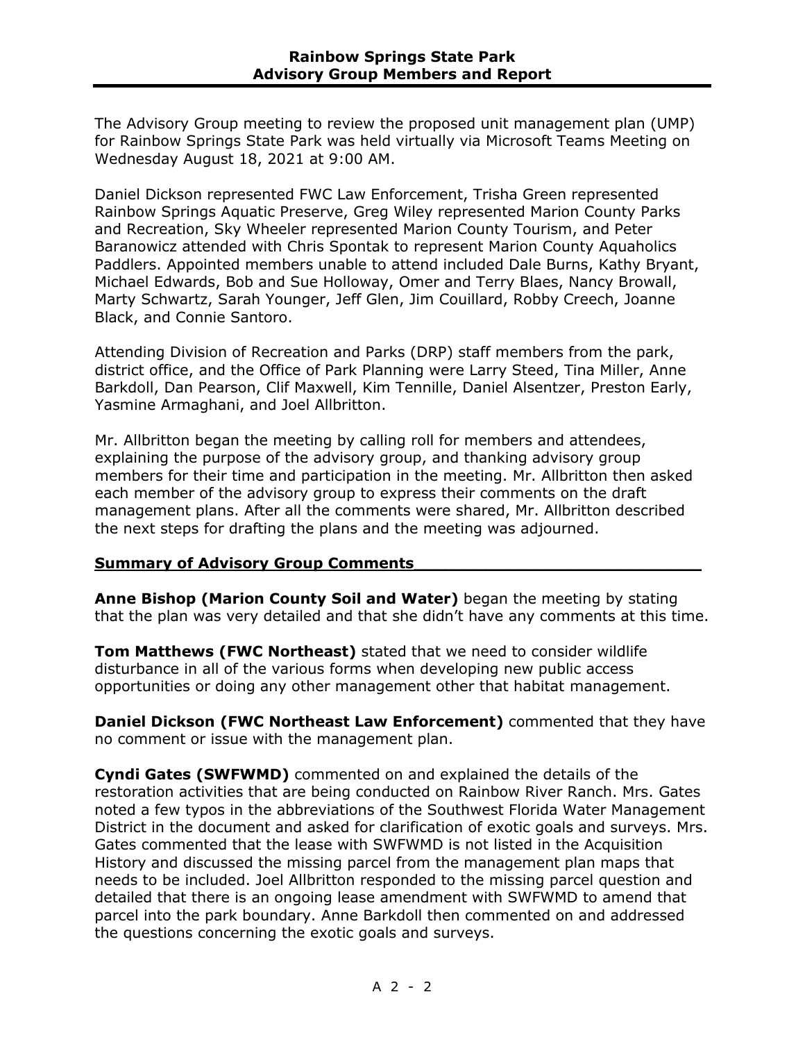The Advisory Group meeting to review the proposed unit management plan (UMP) for Rainbow Springs State Park was held virtually via Microsoft Teams Meeting on Wednesday August 18, 2021 at 9:00 AM.

Daniel Dickson represented FWC Law Enforcement, Trisha Green represented Rainbow Springs Aquatic Preserve, Greg Wiley represented Marion County Parks and Recreation, Sky Wheeler represented Marion County Tourism, and Peter Baranowicz attended with Chris Spontak to represent Marion County Aquaholics Paddlers. Appointed members unable to attend included Dale Burns, Kathy Bryant, Michael Edwards, Bob and Sue Holloway, Omer and Terry Blaes, Nancy Browall, Marty Schwartz, Sarah Younger, Jeff Glen, Jim Couillard, Robby Creech, Joanne Black, and Connie Santoro.

Attending Division of Recreation and Parks (DRP) staff members from the park, district office, and the Office of Park Planning were Larry Steed, Tina Miller, Anne Barkdoll, Dan Pearson, Clif Maxwell, Kim Tennille, Daniel Alsentzer, Preston Early, Yasmine Armaghani, and Joel Allbritton.

Mr. Allbritton began the meeting by calling roll for members and attendees, explaining the purpose of the advisory group, and thanking advisory group members for their time and participation in the meeting. Mr. Allbritton then asked each member of the advisory group to express their comments on the draft management plans. After all the comments were shared, Mr. Allbritton described the next steps for drafting the plans and the meeting was adjourned.

## Summary of Advisory Group Comments

**Anne Bishop (Marion County Soil and Water)** began the meeting by stating that the plan was very detailed and that she didn't have any comments at this time.

**Tom Matthews (FWC Northeast)** stated that we need to consider wildlife disturbance in all of the various forms when developing new public access opportunities or doing any other management other that habitat management.

**Daniel Dickson (FWC Northeast Law Enforcement)** commented that they have no comment or issue with the management plan.

**Cyndi Gates (SWFWMD)** commented on and explained the details of the restoration activities that are being conducted on Rainbow River Ranch. Mrs. Gates noted a few typos in the abbreviations of the Southwest Florida Water Management District in the document and asked for clarification of exotic goals and surveys. Mrs. Gates commented that the lease with SWFWMD is not listed in the Acquisition History and discussed the missing parcel from the management plan maps that needs to be included. Joel Allbritton responded to the missing parcel question and detailed that there is an ongoing lease amendment with SWFWMD to amend that parcel into the park boundary. Anne Barkdoll then commented on and addressed the questions concerning the exotic goals and surveys.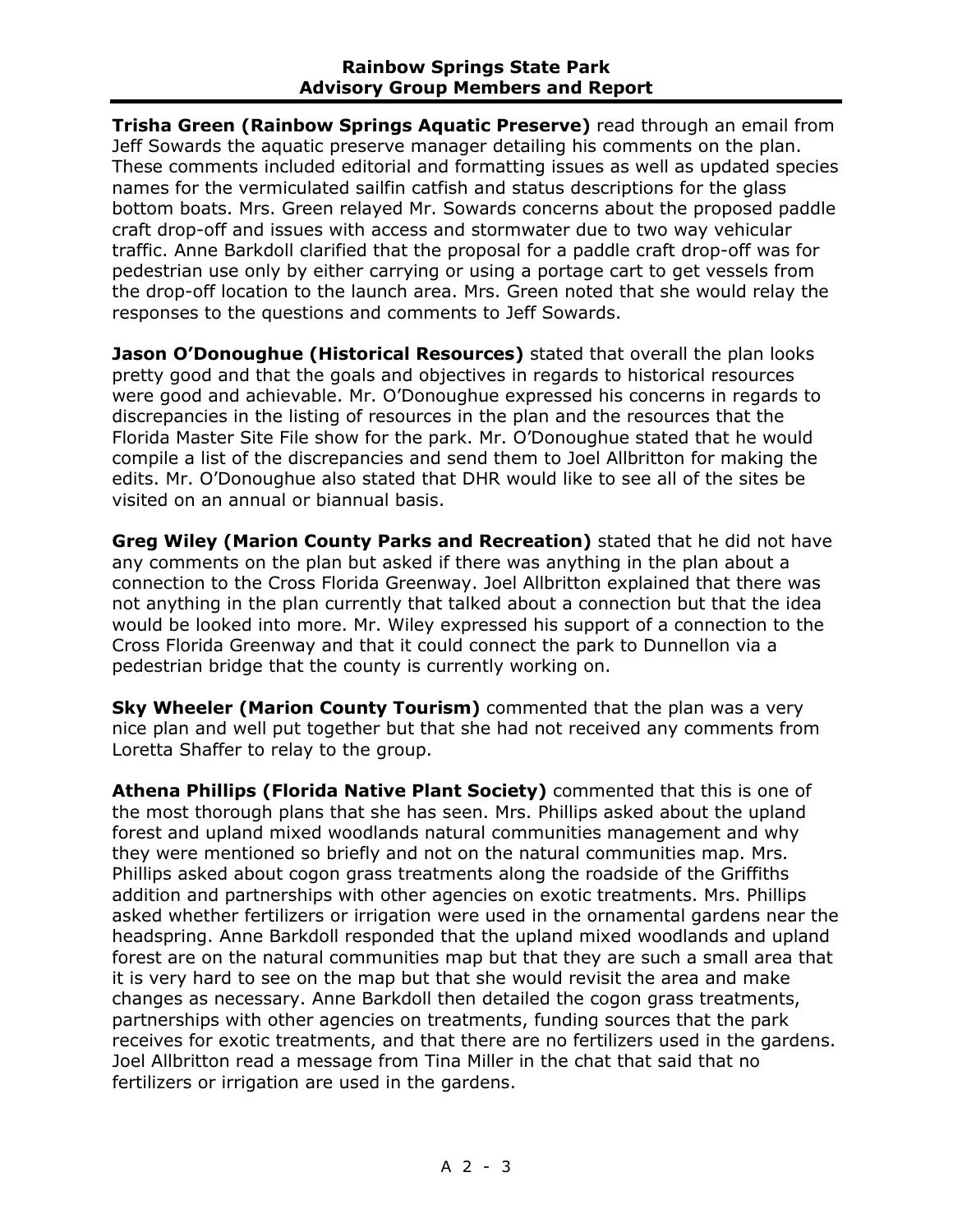**Trisha Green (Rainbow Springs Aquatic Preserve)** read through an email from Jeff Sowards the aquatic preserve manager detailing his comments on the plan. These comments included editorial and formatting issues as well as updated species names for the vermiculated sailfin catfish and status descriptions for the glass bottom boats. Mrs. Green relayed Mr. Sowards concerns about the proposed paddle craft drop-off and issues with access and stormwater due to two way vehicular traffic. Anne Barkdoll clarified that the proposal for a paddle craft drop-off was for pedestrian use only by either carrying or using a portage cart to get vessels from the drop-off location to the launch area. Mrs. Green noted that she would relay the responses to the questions and comments to Jeff Sowards.

**Jason O'Donoughue (Historical Resources)** stated that overall the plan looks pretty good and that the goals and objectives in regards to historical resources were good and achievable. Mr. O'Donoughue expressed his concerns in regards to discrepancies in the listing of resources in the plan and the resources that the Florida Master Site File show for the park. Mr. O'Donoughue stated that he would compile a list of the discrepancies and send them to Joel Allbritton for making the edits. Mr. O'Donoughue also stated that DHR would like to see all of the sites be visited on an annual or biannual basis.

**Greg Wiley (Marion County Parks and Recreation)** stated that he did not have any comments on the plan but asked if there was anything in the plan about a connection to the Cross Florida Greenway. Joel Allbritton explained that there was not anything in the plan currently that talked about a connection but that the idea would be looked into more. Mr. Wiley expressed his support of a connection to the Cross Florida Greenway and that it could connect the park to Dunnellon via a pedestrian bridge that the county is currently working on.

**Sky Wheeler (Marion County Tourism)** commented that the plan was a very nice plan and well put together but that she had not received any comments from Loretta Shaffer to relay to the group.

**Athena Phillips (Florida Native Plant Society)** commented that this is one of the most thorough plans that she has seen. Mrs. Phillips asked about the upland forest and upland mixed woodlands natural communities management and why they were mentioned so briefly and not on the natural communities map. Mrs. Phillips asked about cogon grass treatments along the roadside of the Griffiths addition and partnerships with other agencies on exotic treatments. Mrs. Phillips asked whether fertilizers or irrigation were used in the ornamental gardens near the headspring. Anne Barkdoll responded that the upland mixed woodlands and upland forest are on the natural communities map but that they are such a small area that it is very hard to see on the map but that she would revisit the area and make changes as necessary. Anne Barkdoll then detailed the cogon grass treatments, partnerships with other agencies on treatments, funding sources that the park receives for exotic treatments, and that there are no fertilizers used in the gardens. Joel Allbritton read a message from Tina Miller in the chat that said that no fertilizers or irrigation are used in the gardens.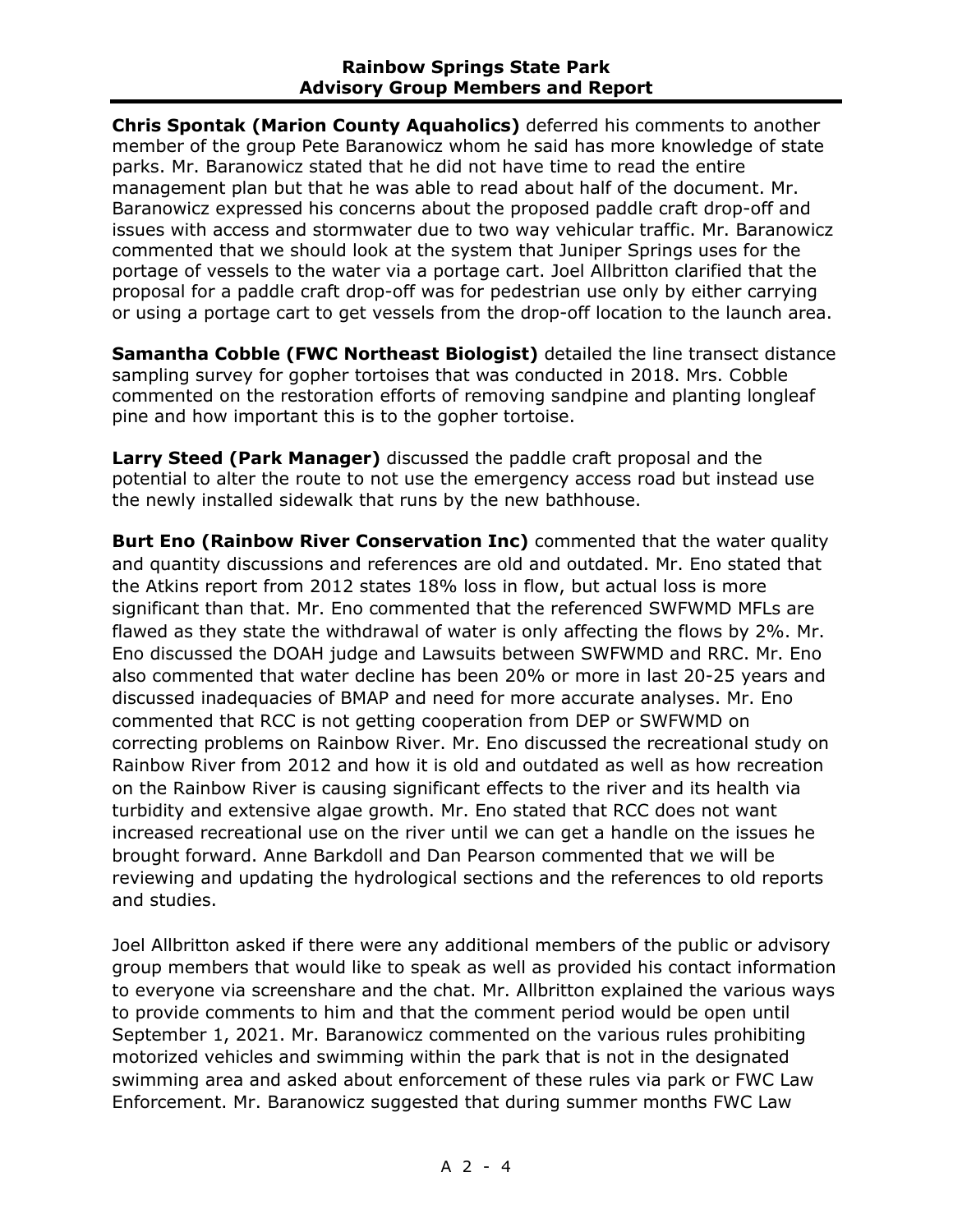**Chris Spontak (Marion County Aquaholics)** deferred his comments to another member of the group Pete Baranowicz whom he said has more knowledge of state parks. Mr. Baranowicz stated that he did not have time to read the entire management plan but that he was able to read about half of the document. Mr. Baranowicz expressed his concerns about the proposed paddle craft drop-off and issues with access and stormwater due to two way vehicular traffic. Mr. Baranowicz commented that we should look at the system that Juniper Springs uses for the portage of vessels to the water via a portage cart. Joel Allbritton clarified that the proposal for a paddle craft drop-off was for pedestrian use only by either carrying or using a portage cart to get vessels from the drop-off location to the launch area.

**Samantha Cobble (FWC Northeast Biologist)** detailed the line transect distance sampling survey for gopher tortoises that was conducted in 2018. Mrs. Cobble commented on the restoration efforts of removing sandpine and planting longleaf pine and how important this is to the gopher tortoise.

**Larry Steed (Park Manager)** discussed the paddle craft proposal and the potential to alter the route to not use the emergency access road but instead use the newly installed sidewalk that runs by the new bathhouse.

**Burt Eno (Rainbow River Conservation Inc)** commented that the water quality and quantity discussions and references are old and outdated. Mr. Eno stated that the Atkins report from 2012 states 18% loss in flow, but actual loss is more significant than that. Mr. Eno commented that the referenced SWFWMD MFLs are flawed as they state the withdrawal of water is only affecting the flows by 2%. Mr. Eno discussed the DOAH judge and Lawsuits between SWFWMD and RRC. Mr. Eno also commented that water decline has been 20% or more in last 20-25 years and discussed inadequacies of BMAP and need for more accurate analyses. Mr. Eno commented that RCC is not getting cooperation from DEP or SWFWMD on correcting problems on Rainbow River. Mr. Eno discussed the recreational study on Rainbow River from 2012 and how it is old and outdated as well as how recreation on the Rainbow River is causing significant effects to the river and its health via turbidity and extensive algae growth. Mr. Eno stated that RCC does not want increased recreational use on the river until we can get a handle on the issues he brought forward. Anne Barkdoll and Dan Pearson commented that we will be reviewing and updating the hydrological sections and the references to old reports and studies.

Joel Allbritton asked if there were any additional members of the public or advisory group members that would like to speak as well as provided his contact information to everyone via screenshare and the chat. Mr. Allbritton explained the various ways to provide comments to him and that the comment period would be open until September 1, 2021. Mr. Baranowicz commented on the various rules prohibiting motorized vehicles and swimming within the park that is not in the designated swimming area and asked about enforcement of these rules via park or FWC Law Enforcement. Mr. Baranowicz suggested that during summer months FWC Law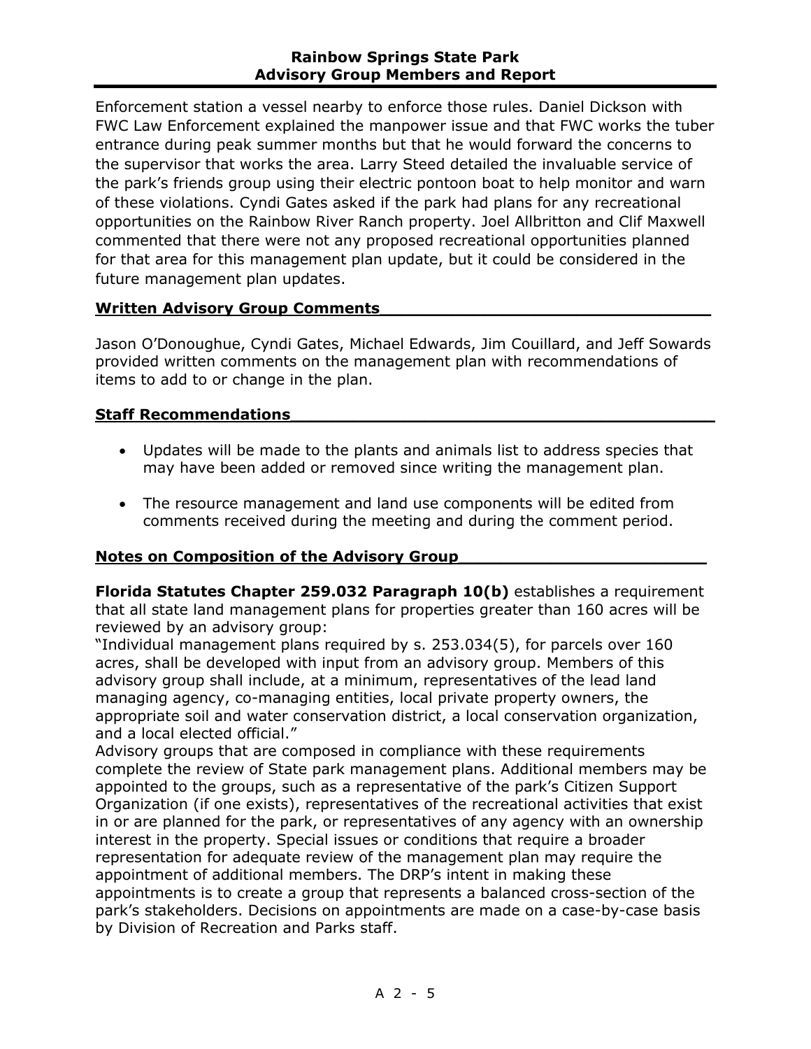Enforcement station a vessel nearby to enforce those rules. Daniel Dickson with FWC Law Enforcement explained the manpower issue and that FWC works the tuber entrance during peak summer months but that he would forward the concerns to the supervisor that works the area. Larry Steed detailed the invaluable service of the park's friends group using their electric pontoon boat to help monitor and warn of these violations. Cyndi Gates asked if the park had plans for any recreational opportunities on the Rainbow River Ranch property. Joel Allbritton and Clif Maxwell commented that there were not any proposed recreational opportunities planned for that area for this management plan update, but it could be considered in the future management plan updates.

## Written Advisory Group Comments

Jason O'Donoughue, Cyndi Gates, Michael Edwards, Jim Couillard, and Jeff Sowards provided written comments on the management plan with recommendations of items to add to or change in the plan.

## Staff Recommendations

- Updates will be made to the plants and animals list to address species that may have been added or removed since writing the management plan.
- The resource management and land use components will be edited from comments received during the meeting and during the comment period.

## Notes on Composition of the Advisory Group

**Florida Statutes Chapter 259.032 Paragraph 10(b)** establishes a requirement that all state land management plans for properties greater than 160 acres will be reviewed by an advisory group:

"Individual management plans required by s. 253.034(5), for parcels over 160 acres, shall be developed with input from an advisory group. Members of this advisory group shall include, at a minimum, representatives of the lead land managing agency, co-managing entities, local private property owners, the appropriate soil and water conservation district, a local conservation organization, and a local elected official."

Advisory groups that are composed in compliance with these requirements complete the review of State park management plans. Additional members may be appointed to the groups, such as a representative of the park's Citizen Support Organization (if one exists), representatives of the recreational activities that exist in or are planned for the park, or representatives of any agency with an ownership interest in the property. Special issues or conditions that require a broader representation for adequate review of the management plan may require the appointment of additional members. The DRP's intent in making these appointments is to create a group that represents a balanced cross-section of the park's stakeholders. Decisions on appointments are made on a case-by-case basis by Division of Recreation and Parks staff.